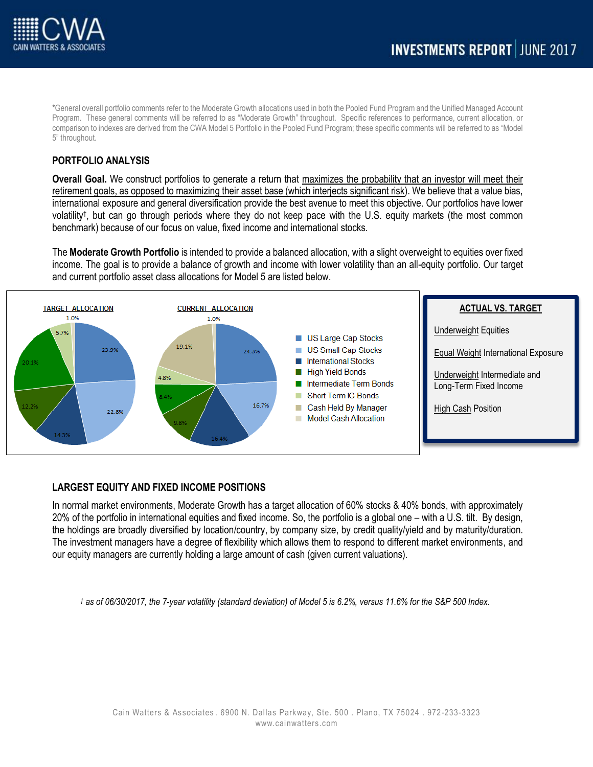*General overall portfolio comments refer to the Moderate Growth allocations used in both the Pooled Fund Program and the Unified Managed Account Program. These general comments will be referred to as "Moderate Growth" throughout. Specific references to performance, current allocation, or comparison to indexes are derived from the CWA Model 5 Portfolio in the Pooled Fund Program; these specific comments will be referred to as "Model 5" throughout.

## PORTFOLIO ANALYSIS

**Overall Goal.** We construct portfolios to generate a return that maximizes the probability that an investor will meet their retirement goals, as opposed to maximizing their asset base (which interjects significant risk). We believe that a value bias, international exposure and general diversification provide the best avenue to meet this objective. Our portfolios have lower volatility†, but can go through periods where they do not keep pace with the U.S. equity markets (the most common benchmark) because of our focus on value, fixed income and international stocks.

The **Moderate Growth Portfolio** is intended to provide a balanced allocation, with a slight overweight to equities over fixed income. The goal is to provide a balance of growth and income with lower volatility than an all-equity portfolio. Our target and current portfolio asset class allocations for Model 5 are listed below.

| Asset Class | TARGET ALLOCATION | CURRENT ALLOCATION |
|---|---|---|
| US Large Cap Stocks | 23.9% | 24.3% |
| US Small Cap Stocks | 22.8% | 16.7% |
| International Stocks | 14.3% | 16.4% |
| High Yield Bonds | 12.2% | 9.8% |
| Intermediate Term Bonds | 20.1% | 8.4% |
| Short Term IG Bonds | 5.7% | 4.8% |
| Cash Held By Manager | | 19.1% |
| Model Cash Allocation | 1.0% | 1.0% |

**ACTUAL VS. TARGET**

Underweight Equities

Equal Weight International Exposure

Underweight Intermediate and Long-Term Fixed Income

High Cash Position

## LARGEST EQUITY AND FIXED INCOME POSITIONS

In normal market environments, Moderate Growth has a target allocation of 60% stocks & 40% bonds, with approximately 20% of the portfolio in international equities and fixed income. So, the portfolio is a global one – with a U.S. tilt. By design, the holdings are broadly diversified by location/country, by company size, by credit quality/yield and by maturity/duration. The investment managers have a degree of flexibility which allows them to respond to different market environments, and our equity managers are currently holding a large amount of cash (given current valuations).

*† as of 06/30/2017, the 7-year volatility (standard deviation) of Model 5 is 6.2%, versus 11.6% for the S&P 500 Index.*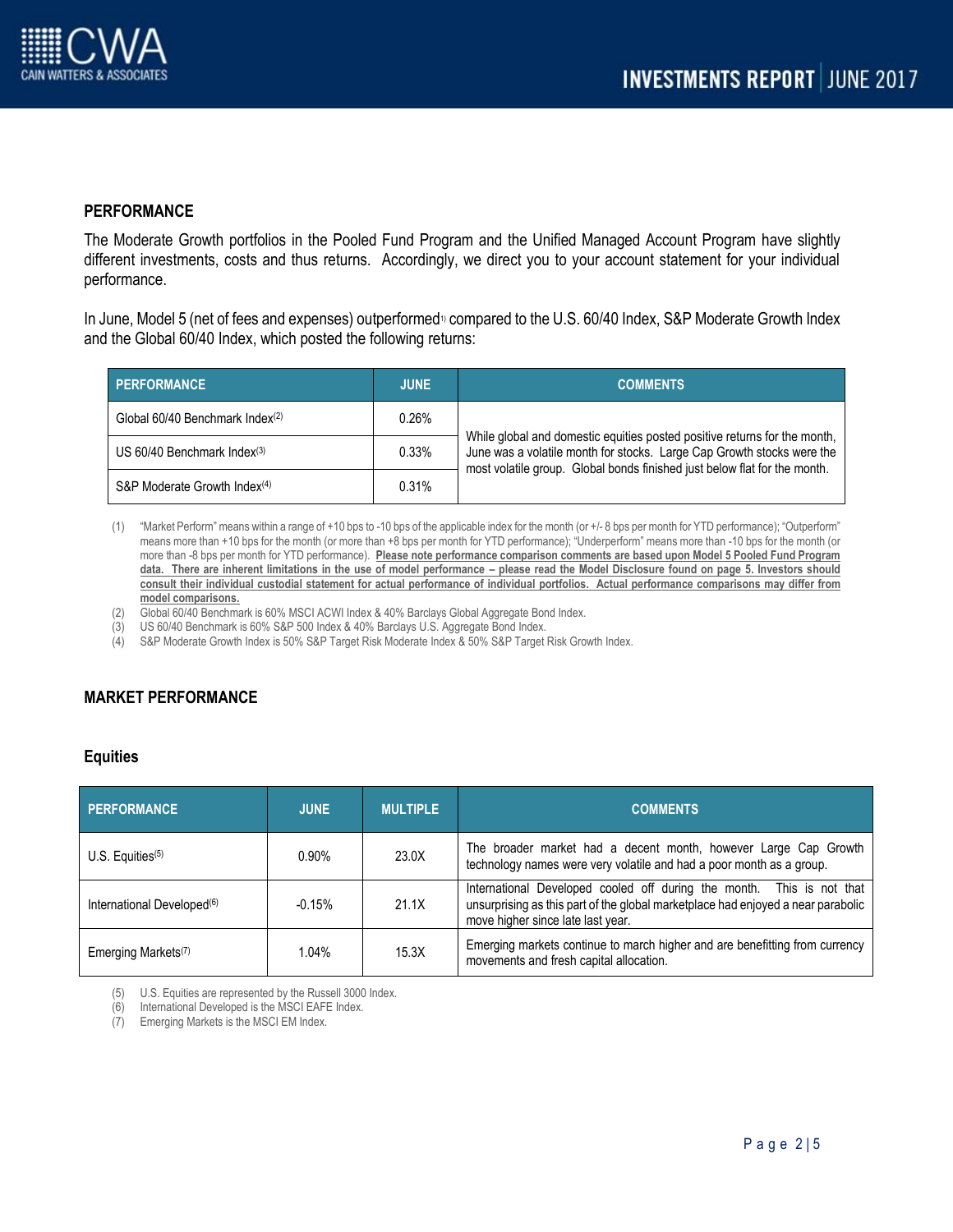## PERFORMANCE

The Moderate Growth portfolios in the Pooled Fund Program and the Unified Managed Account Program have slightly different investments, costs and thus returns. Accordingly, we direct you to your account statement for your individual performance.

In June, Model 5 (net of fees and expenses) outperformed[1] compared to the U.S. 60/40 Index, S&P Moderate Growth Index and the Global 60/40 Index, which posted the following returns:

| PERFORMANCE | JUNE | COMMENTS |
|---|---|---|
| Global 60/40 Benchmark Index[2] | 0.26% | While global and domestic equities posted positive returns for the month, June was a volatile month for stocks. Large Cap Growth stocks were the most volatile group. Global bonds finished just below flat for the month. |
| US 60/40 Benchmark Index[3] | 0.33% | |
| S&P Moderate Growth Index[4] | 0.31% | |

(1) "Market Perform" means within a range of +10 bps to -10 bps of the applicable index for the month (or +/- 8 bps per month for YTD performance); "Outperform" means more than +10 bps for the month (or more than +8 bps per month for YTD performance); "Underperform" means more than -10 bps for the month (or more than -8 bps per month for YTD performance). **Please note performance comparison comments are based upon Model 5 Pooled Fund Program data. There are inherent limitations in the use of model performance – please read the Model Disclosure found on page 5. Investors should consult their individual custodial statement for actual performance of individual portfolios. Actual performance comparisons may differ from model comparisons.**

(2) Global 60/40 Benchmark is 60% MSCI ACWI Index & 40% Barclays Global Aggregate Bond Index.

(3) US 60/40 Benchmark is 60% S&P 500 Index & 40% Barclays U.S. Aggregate Bond Index.

(4) S&P Moderate Growth Index is 50% S&P Target Risk Moderate Index & 50% S&P Target Risk Growth Index.

## MARKET PERFORMANCE

### Equities

| PERFORMANCE | JUNE | MULTIPLE | COMMENTS |
|---|---|---|---|
| U.S. Equities[5] | 0.90% | 23.0X | The broader market had a decent month, however Large Cap Growth technology names were very volatile and had a poor month as a group. |
| International Developed[6] | -0.15% | 21.1X | International Developed cooled off during the month. This is not that unsurprising as this part of the global marketplace had enjoyed a near parabolic move higher since late last year. |
| Emerging Markets[7] | 1.04% | 15.3X | Emerging markets continue to march higher and are benefitting from currency movements and fresh capital allocation. |

(5) U.S. Equities are represented by the Russell 3000 Index.

(6) International Developed is the MSCI EAFE Index.

(7) Emerging Markets is the MSCI EM Index.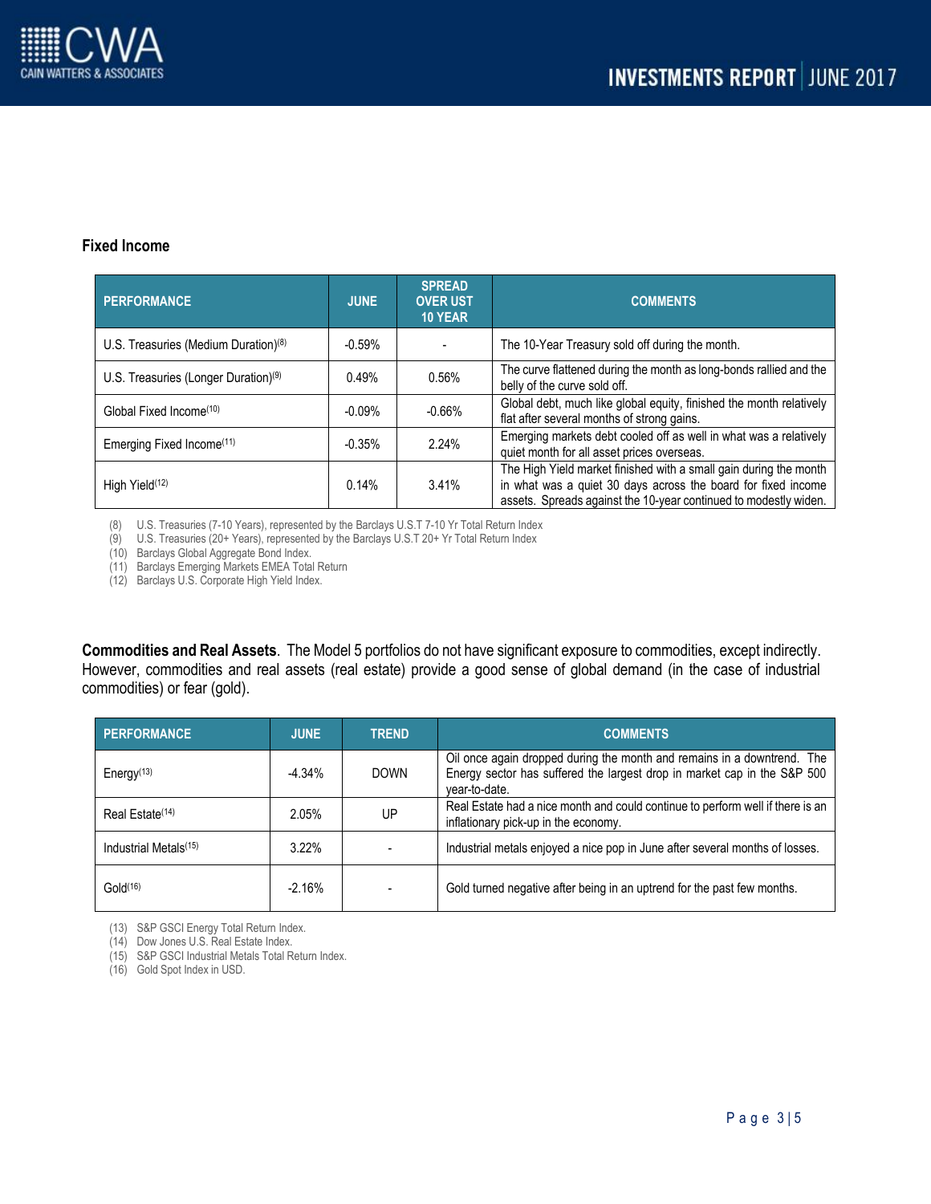## Fixed Income

| PERFORMANCE | JUNE | SPREAD OVER UST 10 YEAR | COMMENTS |
|---|---|---|---|
| U.S. Treasuries (Medium Duration)[8] | -0.59% | - | The 10-Year Treasury sold off during the month. |
| U.S. Treasuries (Longer Duration)[9] | 0.49% | 0.56% | The curve flattened during the month as long-bonds rallied and the belly of the curve sold off. |
| Global Fixed Income[10] | -0.09% | -0.66% | Global debt, much like global equity, finished the month relatively flat after several months of strong gains. |
| Emerging Fixed Income[11] | -0.35% | 2.24% | Emerging markets debt cooled off as well in what was a relatively quiet month for all asset prices overseas. |
| High Yield[12] | 0.14% | 3.41% | The High Yield market finished with a small gain during the month in what was a quiet 30 days across the board for fixed income assets. Spreads against the 10-year continued to modestly widen. |

(8) U.S. Treasuries (7-10 Years), represented by the Barclays U.S.T 7-10 Yr Total Return Index
(9) U.S. Treasuries (20+ Years), represented by the Barclays U.S.T 20+ Yr Total Return Index
(10) Barclays Global Aggregate Bond Index.
(11) Barclays Emerging Markets EMEA Total Return
(12) Barclays U.S. Corporate High Yield Index.

**Commodities and Real Assets**. The Model 5 portfolios do not have significant exposure to commodities, except indirectly. However, commodities and real assets (real estate) provide a good sense of global demand (in the case of industrial commodities) or fear (gold).

| PERFORMANCE | JUNE | TREND | COMMENTS |
|---|---|---|---|
| Energy[13] | -4.34% | DOWN | Oil once again dropped during the month and remains in a downtrend. The Energy sector has suffered the largest drop in market cap in the S&P 500 year-to-date. |
| Real Estate[14] | 2.05% | UP | Real Estate had a nice month and could continue to perform well if there is an inflationary pick-up in the economy. |
| Industrial Metals[15] | 3.22% | - | Industrial metals enjoyed a nice pop in June after several months of losses. |
| Gold[16] | -2.16% | - | Gold turned negative after being in an uptrend for the past few months. |

(13) S&P GSCI Energy Total Return Index.
(14) Dow Jones U.S. Real Estate Index.
(15) S&P GSCI Industrial Metals Total Return Index.
(16) Gold Spot Index in USD.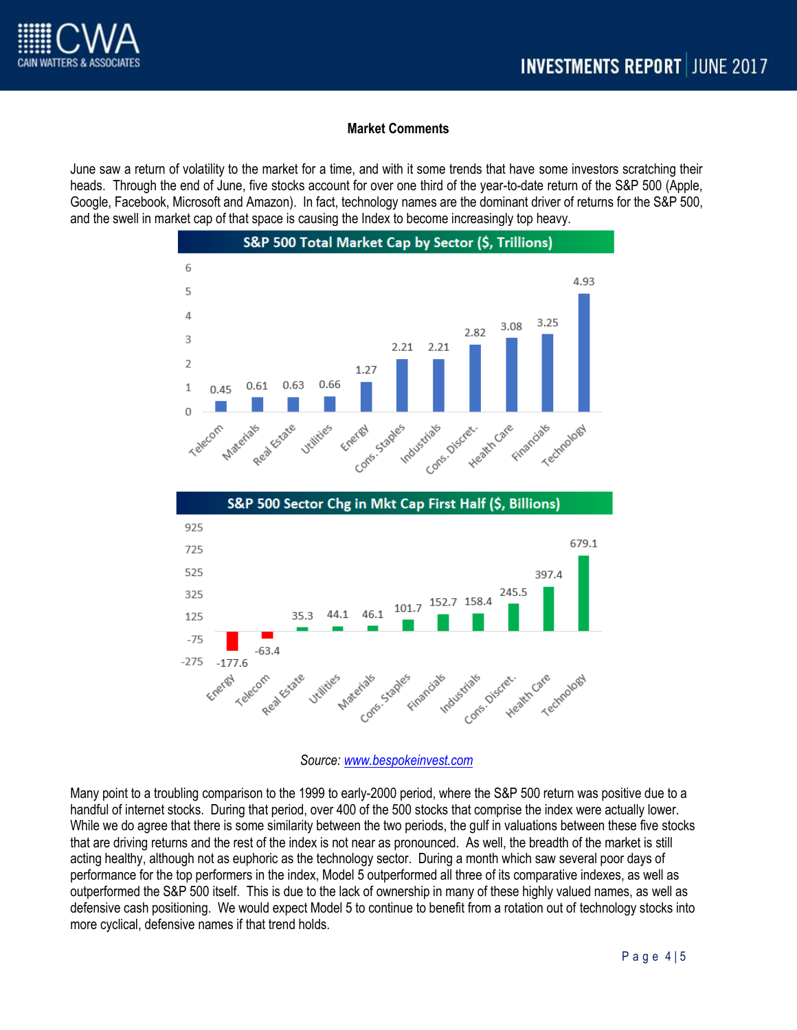## Market Comments

June saw a return of volatility to the market for a time, and with it some trends that have some investors scratching their heads. Through the end of June, five stocks account for over one third of the year-to-date return of the S&P 500 (Apple, Google, Facebook, Microsoft and Amazon). In fact, technology names are the dominant driver of returns for the S&P 500, and the swell in market cap of that space is causing the Index to become increasingly top heavy.

**S&P 500 Total Market Cap by Sector ($, Trillions)**

| Sector | Market Cap |
|---|---|
| Telecom | 0.45 |
| Materials | 0.61 |
| Real Estate | 0.63 |
| Utilities | 0.66 |
| Energy | 1.27 |
| Cons. Staples | 2.21 |
| Industrials | 2.21 |
| Cons. Discret. | 2.82 |
| Health Care | 3.08 |
| Financials | 3.25 |
| Technology | 4.93 |

**S&P 500 Sector Chg in Mkt Cap First Half ($, Billions)**

| Sector | Change |
|---|---|
| Energy | -177.6 |
| Telecom | -63.4 |
| Real Estate | 35.3 |
| Utilities | 44.1 |
| Materials | 46.1 |
| Cons. Staples | 101.7 |
| Financials | 152.7 |
| Industrials | 158.4 |
| Cons. Discret. | 245.5 |
| Health Care | 397.4 |
| Technology | 679.1 |

*Source: www.bespokeinvest.com*

Many point to a troubling comparison to the 1999 to early-2000 period, where the S&P 500 return was positive due to a handful of internet stocks. During that period, over 400 of the 500 stocks that comprise the index were actually lower. While we do agree that there is some similarity between the two periods, the gulf in valuations between these five stocks that are driving returns and the rest of the index is not near as pronounced. As well, the breadth of the market is still acting healthy, although not as euphoric as the technology sector. During a month which saw several poor days of performance for the top performers in the index, Model 5 outperformed all three of its comparative indexes, as well as outperformed the S&P 500 itself. This is due to the lack of ownership in many of these highly valued names, as well as defensive cash positioning. We would expect Model 5 to continue to benefit from a rotation out of technology stocks into more cyclical, defensive names if that trend holds.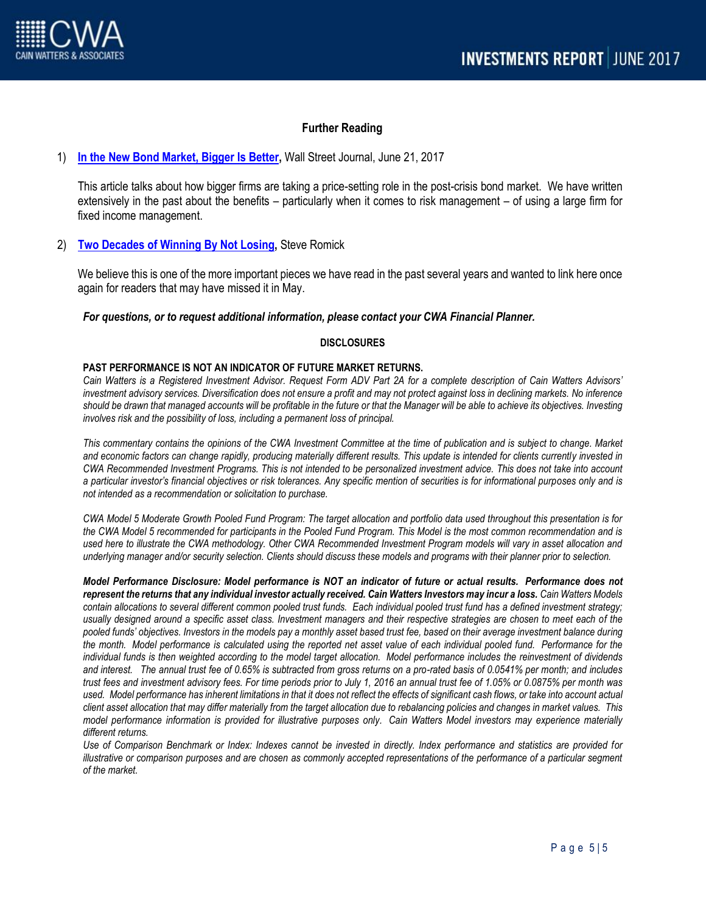## Further Reading

1) **In the New Bond Market, Bigger Is Better,** Wall Street Journal, June 21, 2017

   This article talks about how bigger firms are taking a price-setting role in the post-crisis bond market. We have written extensively in the past about the benefits – particularly when it comes to risk management – of using a large firm for fixed income management.

2) **Two Decades of Winning By Not Losing,** Steve Romick

   We believe this is one of the more important pieces we have read in the past several years and wanted to link here once again for readers that may have missed it in May.

***For questions, or to request additional information, please contact your CWA Financial Planner.***

### DISCLOSURES

**PAST PERFORMANCE IS NOT AN INDICATOR OF FUTURE MARKET RETURNS.**

*Cain Watters is a Registered Investment Advisor. Request Form ADV Part 2A for a complete description of Cain Watters Advisors' investment advisory services. Diversification does not ensure a profit and may not protect against loss in declining markets. No inference should be drawn that managed accounts will be profitable in the future or that the Manager will be able to achieve its objectives. Investing involves risk and the possibility of loss, including a permanent loss of principal.*

*This commentary contains the opinions of the CWA Investment Committee at the time of publication and is subject to change. Market and economic factors can change rapidly, producing materially different results. This update is intended for clients currently invested in CWA Recommended Investment Programs. This is not intended to be personalized investment advice. This does not take into account a particular investor's financial objectives or risk tolerances. Any specific mention of securities is for informational purposes only and is not intended as a recommendation or solicitation to purchase.*

*CWA Model 5 Moderate Growth Pooled Fund Program: The target allocation and portfolio data used throughout this presentation is for the CWA Model 5 recommended for participants in the Pooled Fund Program. This Model is the most common recommendation and is used here to illustrate the CWA methodology. Other CWA Recommended Investment Program models will vary in asset allocation and underlying manager and/or security selection. Clients should discuss these models and programs with their planner prior to selection.*

***Model Performance Disclosure: Model performance is NOT an indicator of future or actual results. Performance does not represent the returns that any individual investor actually received. Cain Watters Investors may incur a loss.*** *Cain Watters Models contain allocations to several different common pooled trust funds. Each individual pooled trust fund has a defined investment strategy; usually designed around a specific asset class. Investment managers and their respective strategies are chosen to meet each of the pooled funds' objectives. Investors in the models pay a monthly asset based trust fee, based on their average investment balance during the month. Model performance is calculated using the reported net asset value of each individual pooled fund. Performance for the individual funds is then weighted according to the model target allocation. Model performance includes the reinvestment of dividends and interest. The annual trust fee of 0.65% is subtracted from gross returns on a pro-rated basis of 0.0541% per month; and includes trust fees and investment advisory fees. For time periods prior to July 1, 2016 an annual trust fee of 1.05% or 0.0875% per month was used. Model performance has inherent limitations in that it does not reflect the effects of significant cash flows, or take into account actual client asset allocation that may differ materially from the target allocation due to rebalancing policies and changes in market values. This model performance information is provided for illustrative purposes only. Cain Watters Model investors may experience materially different returns.*

*Use of Comparison Benchmark or Index: Indexes cannot be invested in directly. Index performance and statistics are provided for illustrative or comparison purposes and are chosen as commonly accepted representations of the performance of a particular segment of the market.*